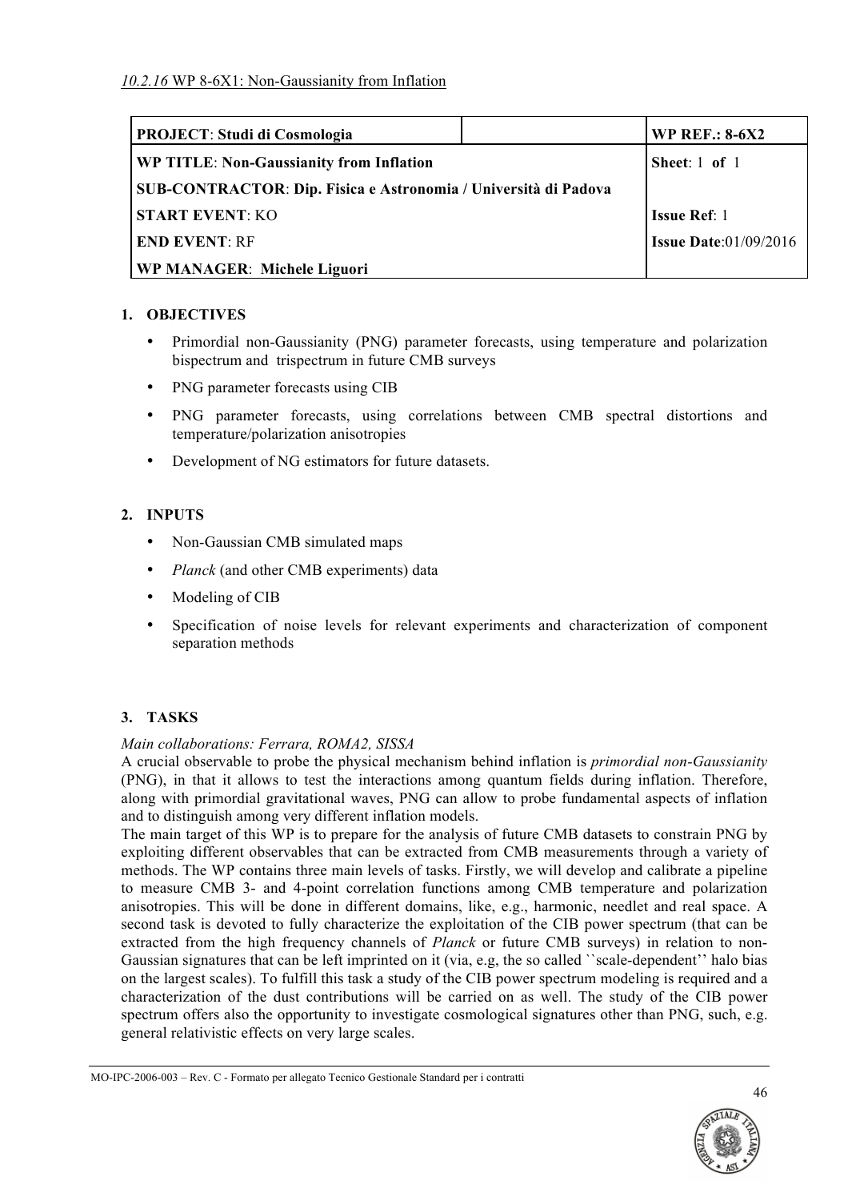*10.2.16* WP 8-6X1: Non-Gaussianity from Inflation

| **PROJECT**: **Studi di Cosmologia** | | **WP REF.: 8-6X2** |
|---|---|---|
| **WP TITLE**: **Non-Gaussianity from Inflation** | | **Sheet**: 1 **of** 1 |
| **SUB-CONTRACTOR**: **Dip. Fisica e Astronomia / Università di Padova** | | |
| **START EVENT**: KO | | **Issue Ref**: 1 |
| **END EVENT**: RF | | **Issue Date**:01/09/2016 |
| **WP MANAGER**: **Michele Liguori** | | |

## 1. OBJECTIVES

- Primordial non-Gaussianity (PNG) parameter forecasts, using temperature and polarization bispectrum and trispectrum in future CMB surveys
- PNG parameter forecasts using CIB
- PNG parameter forecasts, using correlations between CMB spectral distortions and temperature/polarization anisotropies
- Development of NG estimators for future datasets.

## 2. INPUTS

- Non-Gaussian CMB simulated maps
- *Planck* (and other CMB experiments) data
- Modeling of CIB
- Specification of noise levels for relevant experiments and characterization of component separation methods

## 3. TASKS

*Main collaborations: Ferrara, ROMA2, SISSA*

A crucial observable to probe the physical mechanism behind inflation is *primordial non-Gaussianity* (PNG), in that it allows to test the interactions among quantum fields during inflation. Therefore, along with primordial gravitational waves, PNG can allow to probe fundamental aspects of inflation and to distinguish among very different inflation models.

The main target of this WP is to prepare for the analysis of future CMB datasets to constrain PNG by exploiting different observables that can be extracted from CMB measurements through a variety of methods. The WP contains three main levels of tasks. Firstly, we will develop and calibrate a pipeline to measure CMB 3- and 4-point correlation functions among CMB temperature and polarization anisotropies. This will be done in different domains, like, e.g., harmonic, needlet and real space. A second task is devoted to fully characterize the exploitation of the CIB power spectrum (that can be extracted from the high frequency channels of *Planck* or future CMB surveys) in relation to non-Gaussian signatures that can be left imprinted on it (via, e.g, the so called ``scale-dependent'' halo bias on the largest scales). To fulfill this task a study of the CIB power spectrum modeling is required and a characterization of the dust contributions will be carried on as well. The study of the CIB power spectrum offers also the opportunity to investigate cosmological signatures other than PNG, such, e.g. general relativistic effects on very large scales.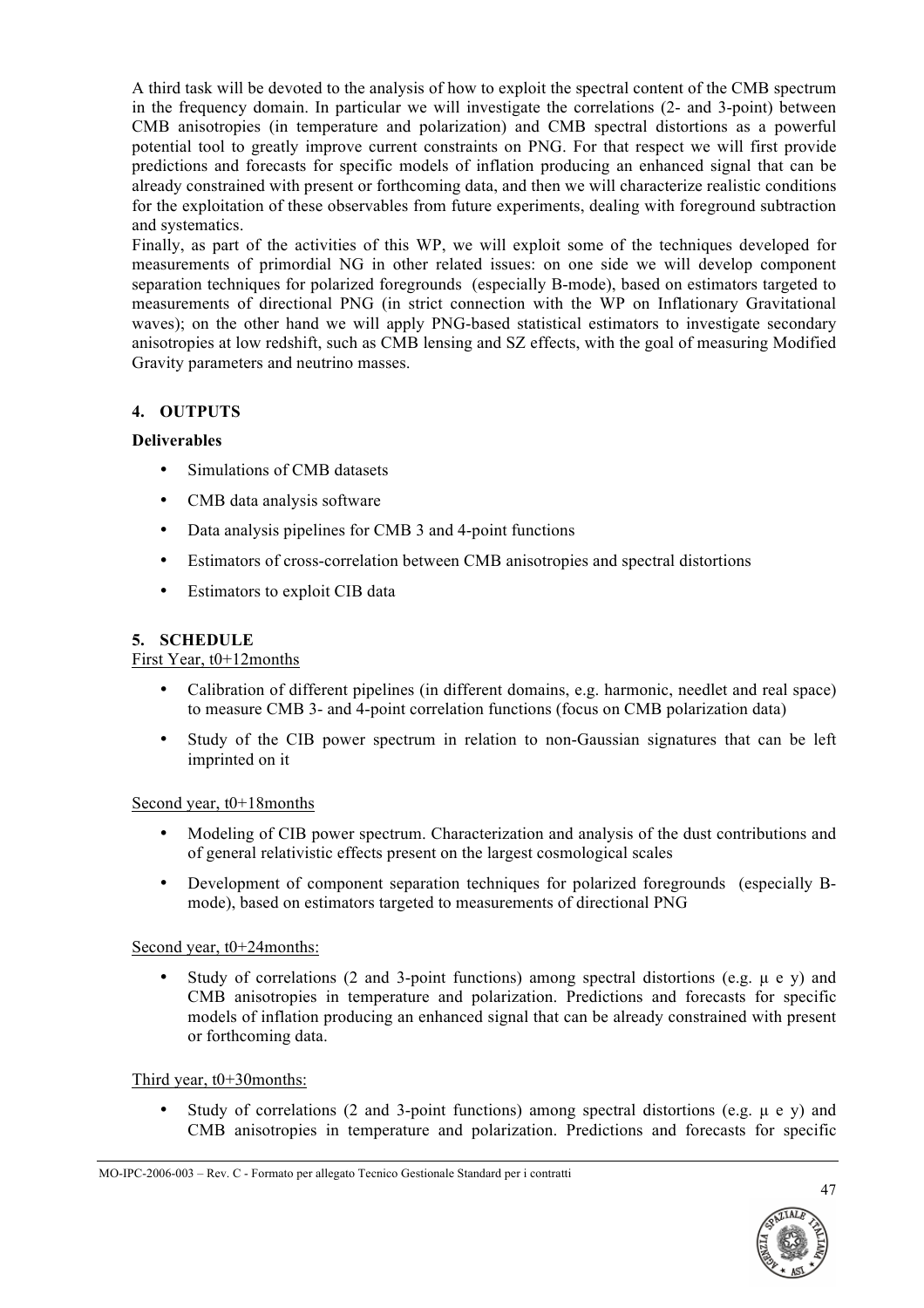A third task will be devoted to the analysis of how to exploit the spectral content of the CMB spectrum in the frequency domain. In particular we will investigate the correlations (2- and 3-point) between CMB anisotropies (in temperature and polarization) and CMB spectral distortions as a powerful potential tool to greatly improve current constraints on PNG. For that respect we will first provide predictions and forecasts for specific models of inflation producing an enhanced signal that can be already constrained with present or forthcoming data, and then we will characterize realistic conditions for the exploitation of these observables from future experiments, dealing with foreground subtraction and systematics.

Finally, as part of the activities of this WP, we will exploit some of the techniques developed for measurements of primordial NG in other related issues: on one side we will develop component separation techniques for polarized foregrounds (especially B-mode), based on estimators targeted to measurements of directional PNG (in strict connection with the WP on Inflationary Gravitational waves); on the other hand we will apply PNG-based statistical estimators to investigate secondary anisotropies at low redshift, such as CMB lensing and SZ effects, with the goal of measuring Modified Gravity parameters and neutrino masses.

## 4. OUTPUTS

**Deliverables**

- Simulations of CMB datasets
- CMB data analysis software
- Data analysis pipelines for CMB 3 and 4-point functions
- Estimators of cross-correlation between CMB anisotropies and spectral distortions
- Estimators to exploit CIB data

## 5. SCHEDULE

First Year, t0+12months

- Calibration of different pipelines (in different domains, e.g. harmonic, needlet and real space) to measure CMB 3- and 4-point correlation functions (focus on CMB polarization data)
- Study of the CIB power spectrum in relation to non-Gaussian signatures that can be left imprinted on it

Second year, t0+18months

- Modeling of CIB power spectrum. Characterization and analysis of the dust contributions and of general relativistic effects present on the largest cosmological scales
- Development of component separation techniques for polarized foregrounds (especially B-mode), based on estimators targeted to measurements of directional PNG

Second year, t0+24months:

- Study of correlations (2 and 3-point functions) among spectral distortions (e.g. $\mu$ e y) and CMB anisotropies in temperature and polarization. Predictions and forecasts for specific models of inflation producing an enhanced signal that can be already constrained with present or forthcoming data.

Third year, t0+30months:

- Study of correlations (2 and 3-point functions) among spectral distortions (e.g. $\mu$ e y) and CMB anisotropies in temperature and polarization. Predictions and forecasts for specific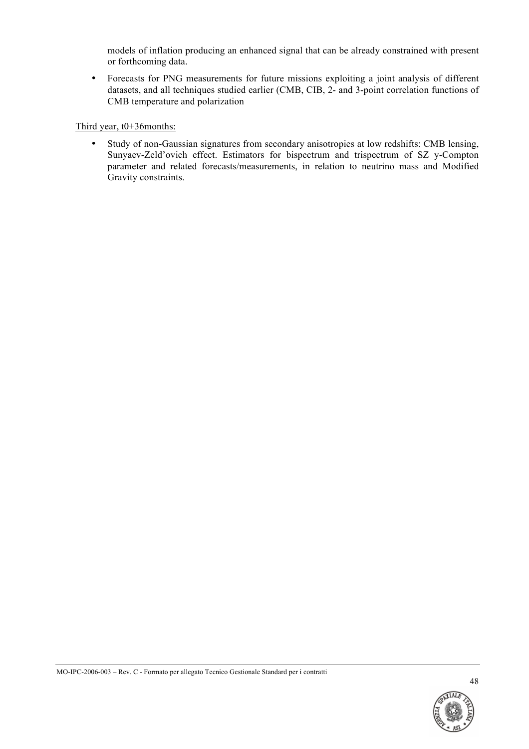models of inflation producing an enhanced signal that can be already constrained with present or forthcoming data.

- Forecasts for PNG measurements for future missions exploiting a joint analysis of different datasets, and all techniques studied earlier (CMB, CIB, 2- and 3-point correlation functions of CMB temperature and polarization

Third year, t0+36months:

- Study of non-Gaussian signatures from secondary anisotropies at low redshifts: CMB lensing, Sunyaev-Zeld'ovich effect. Estimators for bispectrum and trispectrum of SZ y-Compton parameter and related forecasts/measurements, in relation to neutrino mass and Modified Gravity constraints.